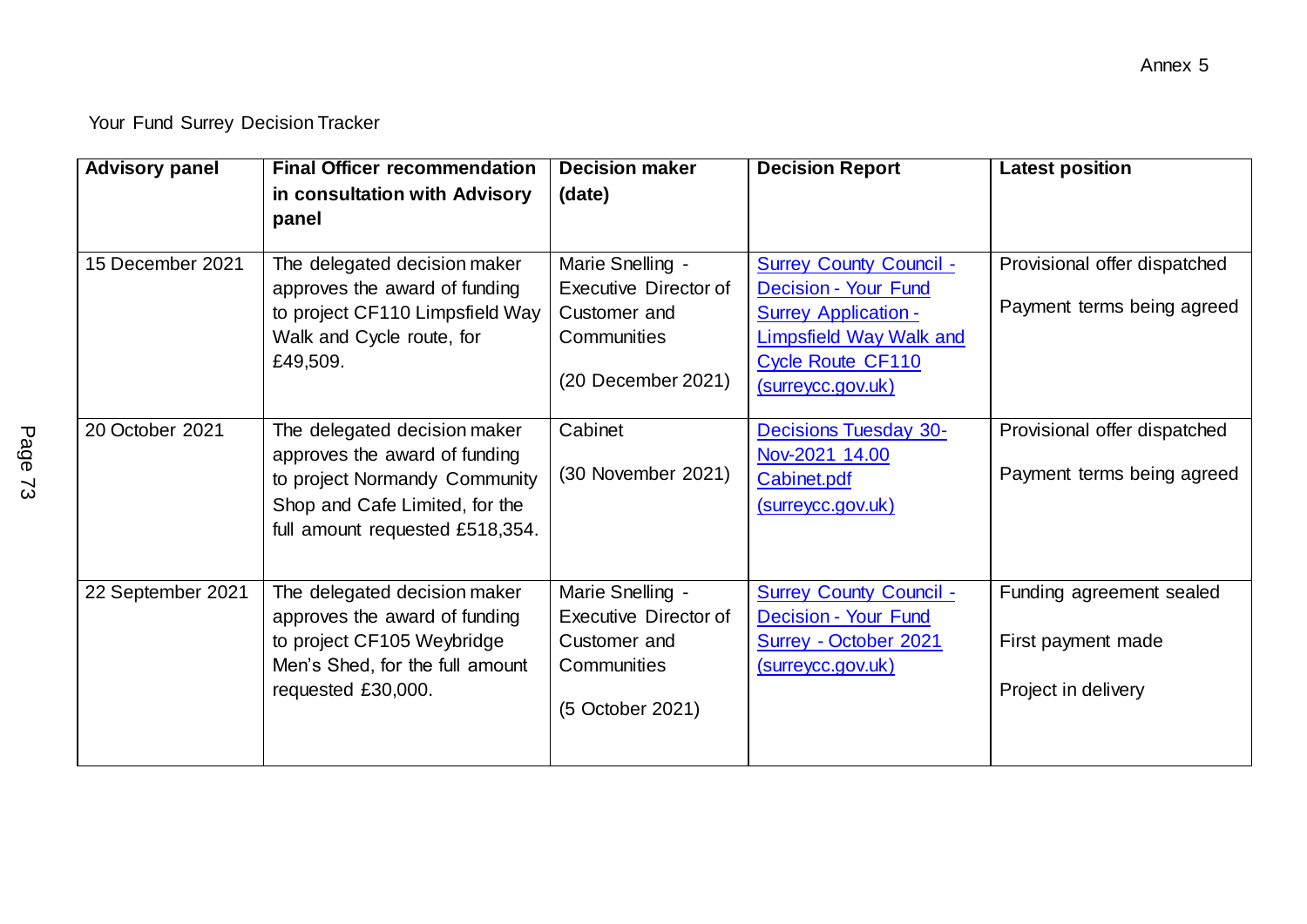Annex 5

Your Fund Surrey Decision Tracker

| Advisory panel | Final Officer recommendation in consultation with Advisory panel | Decision maker (date) | Decision Report | Latest position |
|---|---|---|---|---|
| 15 December 2021 | The delegated decision maker approves the award of funding to project CF110 Limpsfield Way Walk and Cycle route, for £49,509. | Marie Snelling - Executive Director of Customer and Communities<br><br>(20 December 2021) | Surrey County Council - Decision - Your Fund Surrey Application - Limpsfield Way Walk and Cycle Route CF110 (surreycc.gov.uk) | Provisional offer dispatched<br><br>Payment terms being agreed |
| 20 October 2021 | The delegated decision maker approves the award of funding to project Normandy Community Shop and Cafe Limited, for the full amount requested £518,354. | Cabinet<br><br>(30 November 2021) | Decisions Tuesday 30-Nov-2021 14.00 Cabinet.pdf (surreycc.gov.uk) | Provisional offer dispatched<br><br>Payment terms being agreed |
| 22 September 2021 | The delegated decision maker approves the award of funding to project CF105 Weybridge Men's Shed, for the full amount requested £30,000. | Marie Snelling - Executive Director of Customer and Communities<br><br>(5 October 2021) | Surrey County Council - Decision - Your Fund Surrey - October 2021 (surreycc.gov.uk) | Funding agreement sealed<br><br>First payment made<br><br>Project in delivery |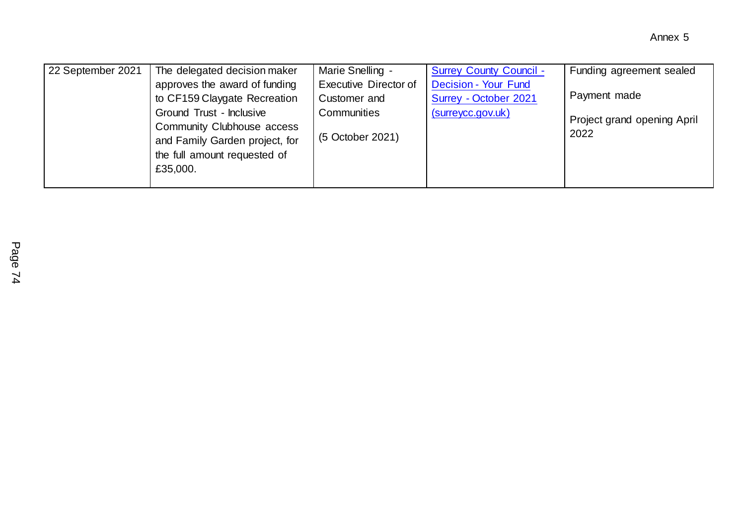| | | | | |
|---|---|---|---|---|
| 22 September 2021 | The delegated decision maker approves the award of funding to CF159 Claygate Recreation Ground Trust - Inclusive Community Clubhouse access and Family Garden project, for the full amount requested of £35,000. | Marie Snelling - Executive Director of Customer and Communities<br><br>(5 October 2021) | Surrey County Council - Decision - Your Fund Surrey - October 2021 (surreycc.gov.uk) | Funding agreement sealed<br><br>Payment made<br><br>Project grand opening April 2022 |